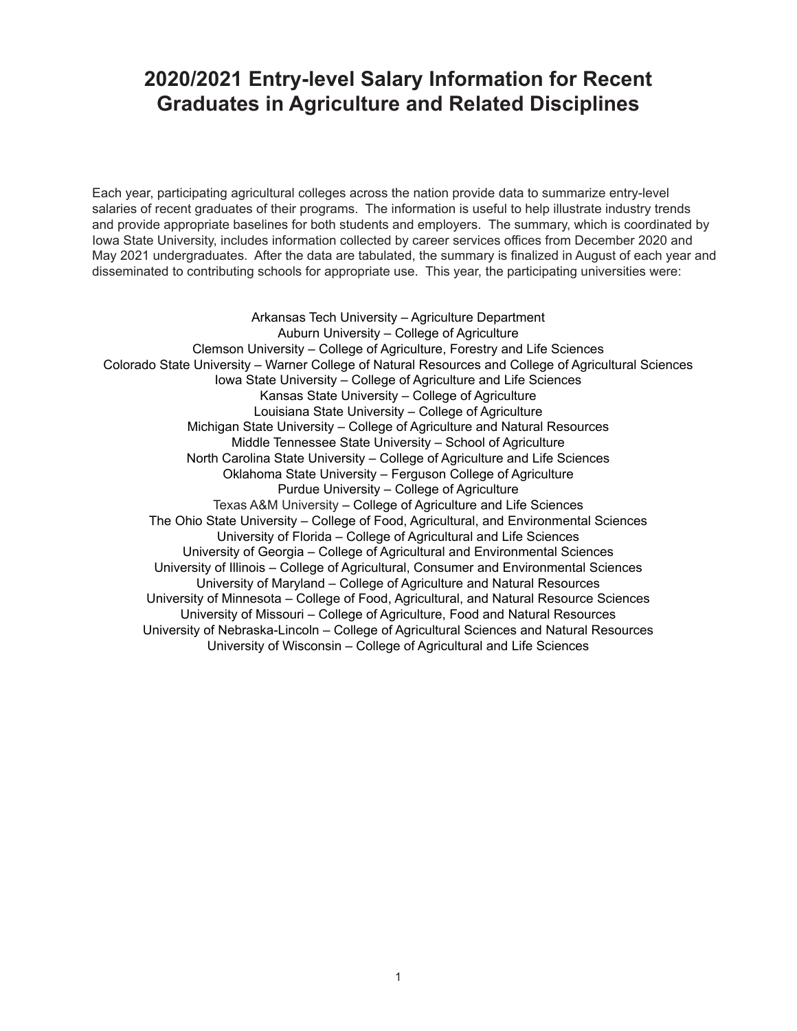# 2020/2021 Entry-level Salary Information for Recent Graduates in Agriculture and Related Disciplines

Each year, participating agricultural colleges across the nation provide data to summarize entry-level salaries of recent graduates of their programs. The information is useful to help illustrate industry trends and provide appropriate baselines for both students and employers. The summary, which is coordinated by Iowa State University, includes information collected by career services offices from December 2020 and May 2021 undergraduates. After the data are tabulated, the summary is finalized in August of each year and disseminated to contributing schools for appropriate use. This year, the participating universities were:

Arkansas Tech University – Agriculture Department
Auburn University – College of Agriculture
Clemson University – College of Agriculture, Forestry and Life Sciences
Colorado State University – Warner College of Natural Resources and College of Agricultural Sciences
Iowa State University – College of Agriculture and Life Sciences
Kansas State University – College of Agriculture
Louisiana State University – College of Agriculture
Michigan State University – College of Agriculture and Natural Resources
Middle Tennessee State University – School of Agriculture
North Carolina State University – College of Agriculture and Life Sciences
Oklahoma State University – Ferguson College of Agriculture
Purdue University – College of Agriculture
Texas A&M University – College of Agriculture and Life Sciences
The Ohio State University – College of Food, Agricultural, and Environmental Sciences
University of Florida – College of Agricultural and Life Sciences
University of Georgia – College of Agricultural and Environmental Sciences
University of Illinois – College of Agricultural, Consumer and Environmental Sciences
University of Maryland – College of Agriculture and Natural Resources
University of Minnesota – College of Food, Agricultural, and Natural Resource Sciences
University of Missouri – College of Agriculture, Food and Natural Resources
University of Nebraska-Lincoln – College of Agricultural Sciences and Natural Resources
University of Wisconsin – College of Agricultural and Life Sciences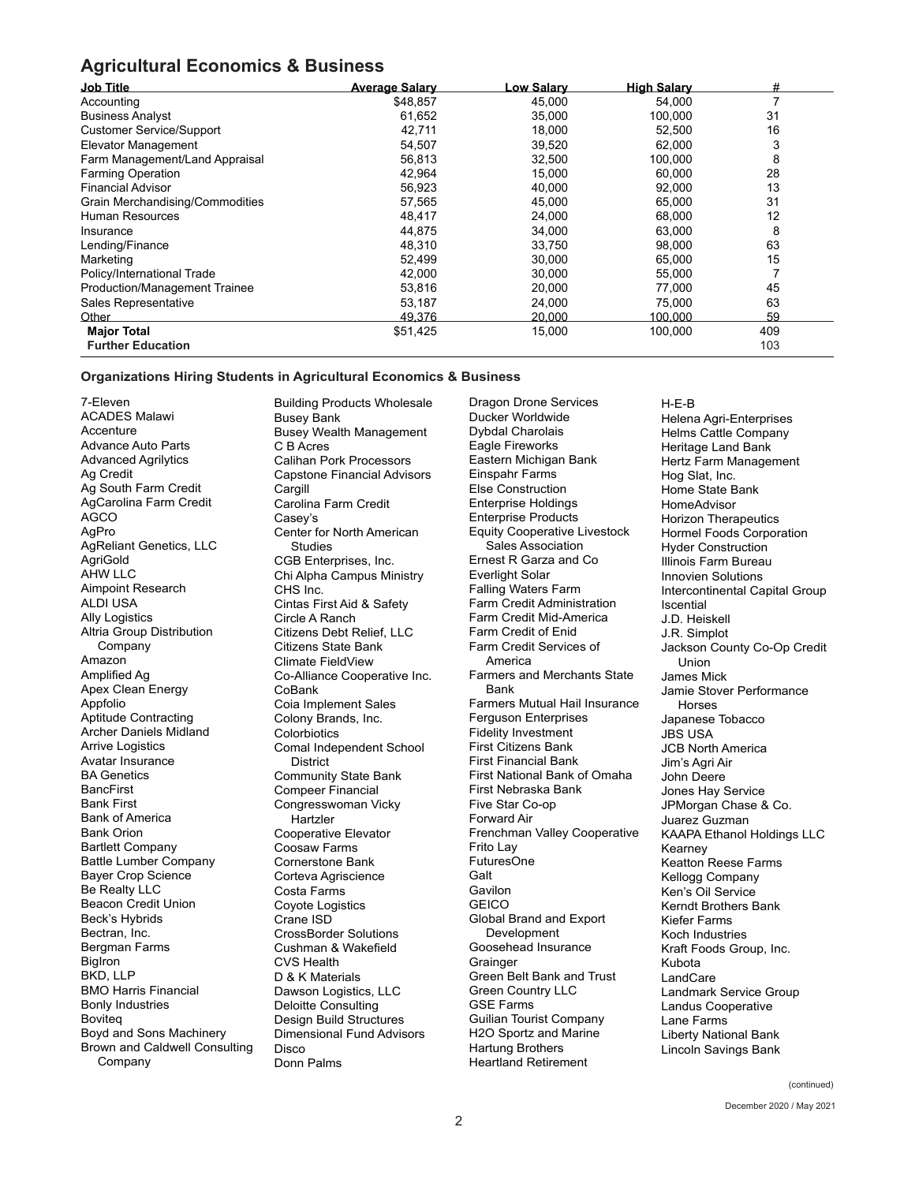## Agricultural Economics & Business

| Job Title | Average Salary | Low Salary | High Salary | # |
|---|---|---|---|---|
| Accounting | $48,857 | 45,000 | 54,000 | 7 |
| Business Analyst | 61,652 | 35,000 | 100,000 | 31 |
| Customer Service/Support | 42,711 | 18,000 | 52,500 | 16 |
| Elevator Management | 54,507 | 39,520 | 62,000 | 3 |
| Farm Management/Land Appraisal | 56,813 | 32,500 | 100,000 | 8 |
| Farming Operation | 42,964 | 15,000 | 60,000 | 28 |
| Financial Advisor | 56,923 | 40,000 | 92,000 | 13 |
| Grain Merchandising/Commodities | 57,565 | 45,000 | 65,000 | 31 |
| Human Resources | 48,417 | 24,000 | 68,000 | 12 |
| Insurance | 44,875 | 34,000 | 63,000 | 8 |
| Lending/Finance | 48,310 | 33,750 | 98,000 | 63 |
| Marketing | 52,499 | 30,000 | 65,000 | 15 |
| Policy/International Trade | 42,000 | 30,000 | 55,000 | 7 |
| Production/Management Trainee | 53,816 | 20,000 | 77,000 | 45 |
| Sales Representative | 53,187 | 24,000 | 75,000 | 63 |
| Other | 49,376 | 20,000 | 100,000 | 59 |
| **Major Total** | $51,425 | 15,000 | 100,000 | 409 |
| **Further Education** | | | | 103 |

### Organizations Hiring Students in Agricultural Economics & Business

7-Eleven
ACADES Malawi
Accenture
Advance Auto Parts
Advanced Agrilytics
Ag Credit
Ag South Farm Credit
AgCarolina Farm Credit
AGCO
AgPro
AgReliant Genetics, LLC
AgriGold
AHW LLC
Aimpoint Research
ALDI USA
Ally Logistics
Altria Group Distribution Company
Amazon
Amplified Ag
Apex Clean Energy
Appfolio
Aptitude Contracting
Archer Daniels Midland
Arrive Logistics
Avatar Insurance
BA Genetics
BancFirst
Bank First
Bank of America
Bank Orion
Bartlett Company
Battle Lumber Company
Bayer Crop Science
Be Realty LLC
Beacon Credit Union
Beck's Hybrids
Bectran, Inc.
Bergman Farms
BigIron
BKD, LLP
BMO Harris Financial
Bonly Industries
Boviteq
Boyd and Sons Machinery
Brown and Caldwell Consulting Company
Building Products Wholesale
Busey Bank
Busey Wealth Management
C B Acres
Calihan Pork Processors
Capstone Financial Advisors
Cargill
Carolina Farm Credit
Casey's
Center for North American Studies
CGB Enterprises, Inc.
Chi Alpha Campus Ministry
CHS Inc.
Cintas First Aid & Safety
Circle A Ranch
Citizens Debt Relief, LLC
Citizens State Bank
Climate FieldView
Co-Alliance Cooperative Inc.
CoBank
Coia Implement Sales
Colony Brands, Inc.
Colorbiotics
Comal Independent School District
Community State Bank
Compeer Financial
Congresswoman Vicky Hartzler
Cooperative Elevator
Coosaw Farms
Cornerstone Bank
Corteva Agriscience
Costa Farms
Coyote Logistics
Crane ISD
CrossBorder Solutions
Cushman & Wakefield
CVS Health
D & K Materials
Dawson Logistics, LLC
Deloitte Consulting
Design Build Structures
Dimensional Fund Advisors
Disco
Donn Palms
Dragon Drone Services
Ducker Worldwide
Dybdal Charolais
Eagle Fireworks
Eastern Michigan Bank
Einspahr Farms
Else Construction
Enterprise Holdings
Enterprise Products
Equity Cooperative Livestock Sales Association
Ernest R Garza and Co
Everlight Solar
Falling Waters Farm
Farm Credit Administration
Farm Credit Mid-America
Farm Credit of Enid
Farm Credit Services of America
Farmers and Merchants State Bank
Farmers Mutual Hail Insurance
Ferguson Enterprises
Fidelity Investment
First Citizens Bank
First Financial Bank
First National Bank of Omaha
First Nebraska Bank
Five Star Co-op
Forward Air
Frenchman Valley Cooperative
Frito Lay
FuturesOne
Galt
Gavilon
GEICO
Global Brand and Export Development
Goosehead Insurance
Grainger
Green Belt Bank and Trust
Green Country LLC
GSE Farms
Guilian Tourist Company
H2O Sportz and Marine
Hartung Brothers
Heartland Retirement
H-E-B
Helena Agri-Enterprises
Helms Cattle Company
Heritage Land Bank
Hertz Farm Management
Hog Slat, Inc.
Home State Bank
HomeAdvisor
Horizon Therapeutics
Hormel Foods Corporation
Hyder Construction
Illinois Farm Bureau
Innovien Solutions
Intercontinental Capital Group
Iscential
J.D. Heiskell
J.R. Simplot
Jackson County Co-Op Credit Union
James Mick
Jamie Stover Performance Horses
Japanese Tobacco
JBS USA
JCB North America
Jim's Agri Air
John Deere
Jones Hay Service
JPMorgan Chase & Co.
Juarez Guzman
KAAPA Ethanol Holdings LLC
Kearney
Keatton Reese Farms
Kellogg Company
Ken's Oil Service
Kerndt Brothers Bank
Kiefer Farms
Koch Industries
Kraft Foods Group, Inc.
Kubota
LandCare
Landmark Service Group
Landus Cooperative
Lane Farms
Liberty National Bank
Lincoln Savings Bank

(continued)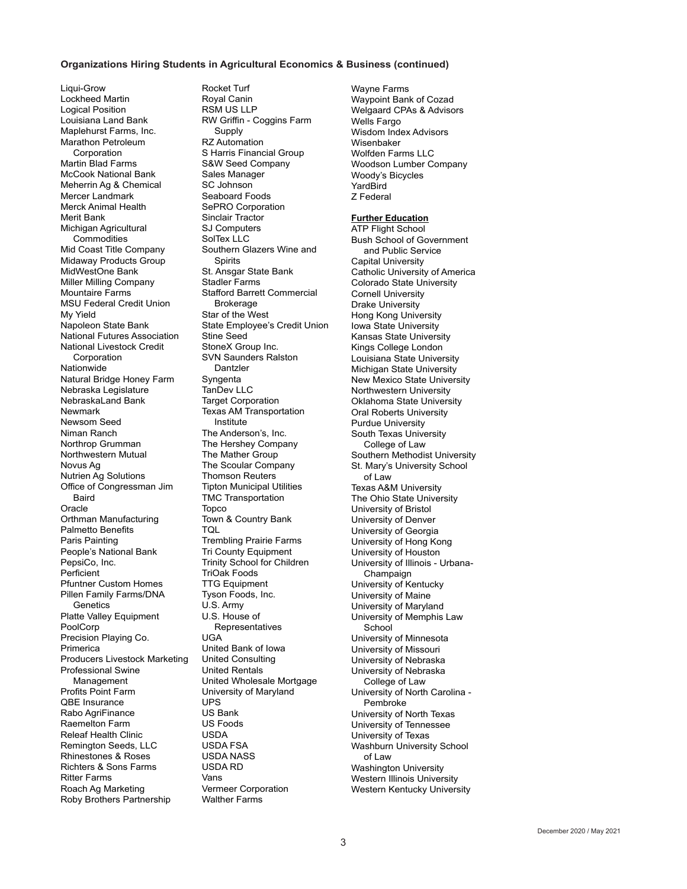## Organizations Hiring Students in Agricultural Economics & Business (continued)

Liqui-Grow
Lockheed Martin
Logical Position
Louisiana Land Bank
Maplehurst Farms, Inc.
Marathon Petroleum Corporation
Martin Blad Farms
McCook National Bank
Meherrin Ag & Chemical
Mercer Landmark
Merck Animal Health
Merit Bank
Michigan Agricultural Commodities
Mid Coast Title Company
Midaway Products Group
MidWestOne Bank
Miller Milling Company
Mountaire Farms
MSU Federal Credit Union
My Yield
Napoleon State Bank
National Futures Association
National Livestock Credit Corporation
Nationwide
Natural Bridge Honey Farm
Nebraska Legislature
NebraskaLand Bank
Newmark
Newsom Seed
Niman Ranch
Northrop Grumman
Northwestern Mutual
Novus Ag
Nutrien Ag Solutions
Office of Congressman Jim Baird
Oracle
Orthman Manufacturing
Palmetto Benefits
Paris Painting
People's National Bank
PepsiCo, Inc.
Perficient
Pfuntner Custom Homes
Pillen Family Farms/DNA Genetics
Platte Valley Equipment
PoolCorp
Precision Playing Co.
Primerica
Producers Livestock Marketing
Professional Swine Management
Profits Point Farm
QBE Insurance
Rabo AgriFinance
Raemelton Farm
Releaf Health Clinic
Remington Seeds, LLC
Rhinestones & Roses
Richters & Sons Farms
Ritter Farms
Roach Ag Marketing
Roby Brothers Partnership
Rocket Turf
Royal Canin
RSM US LLP
RW Griffin - Coggins Farm Supply
RZ Automation
S Harris Financial Group
S&W Seed Company
Sales Manager
SC Johnson
Seaboard Foods
SePRO Corporation
Sinclair Tractor
SJ Computers
SolTex LLC
Southern Glazers Wine and Spirits
St. Ansgar State Bank
Stadler Farms
Stafford Barrett Commercial Brokerage
Star of the West
State Employee's Credit Union
Stine Seed
StoneX Group Inc.
SVN Saunders Ralston Dantzler
Syngenta
TanDev LLC
Target Corporation
Texas AM Transportation Institute
The Anderson's, Inc.
The Hershey Company
The Mather Group
The Scoular Company
Thomson Reuters
Tipton Municipal Utilities
TMC Transportation
Topco
Town & Country Bank
TQL
Trembling Prairie Farms
Tri County Equipment
Trinity School for Children
TriOak Foods
TTG Equipment
Tyson Foods, Inc.
U.S. Army
U.S. House of Representatives
UGA
United Bank of Iowa
United Consulting
United Rentals
United Wholesale Mortgage
University of Maryland
UPS
US Bank
US Foods
USDA
USDA FSA
USDA NASS
USDA RD
Vans
Vermeer Corporation
Walther Farms
Wayne Farms
Waypoint Bank of Cozad
Welgaard CPAs & Advisors
Wells Fargo
Wisdom Index Advisors
Wisenbaker
Wolfden Farms LLC
Woodson Lumber Company
Woody's Bicycles
YardBird
Z Federal

### Further Education

ATP Flight School
Bush School of Government and Public Service
Capital University
Catholic University of America
Colorado State University
Cornell University
Drake University
Hong Kong University
Iowa State University
Kansas State University
Kings College London
Louisiana State University
Michigan State University
New Mexico State University
Northwestern University
Oklahoma State University
Oral Roberts University
Purdue University
South Texas University College of Law
Southern Methodist University
St. Mary's University School of Law
Texas A&M University
The Ohio State University
University of Bristol
University of Denver
University of Georgia
University of Hong Kong
University of Houston
University of Illinois - Urbana-Champaign
University of Kentucky
University of Maine
University of Maryland
University of Memphis Law School
University of Minnesota
University of Missouri
University of Nebraska
University of Nebraska College of Law
University of North Carolina - Pembroke
University of North Texas
University of Tennessee
University of Texas
Washburn University School of Law
Washington University
Western Illinois University
Western Kentucky University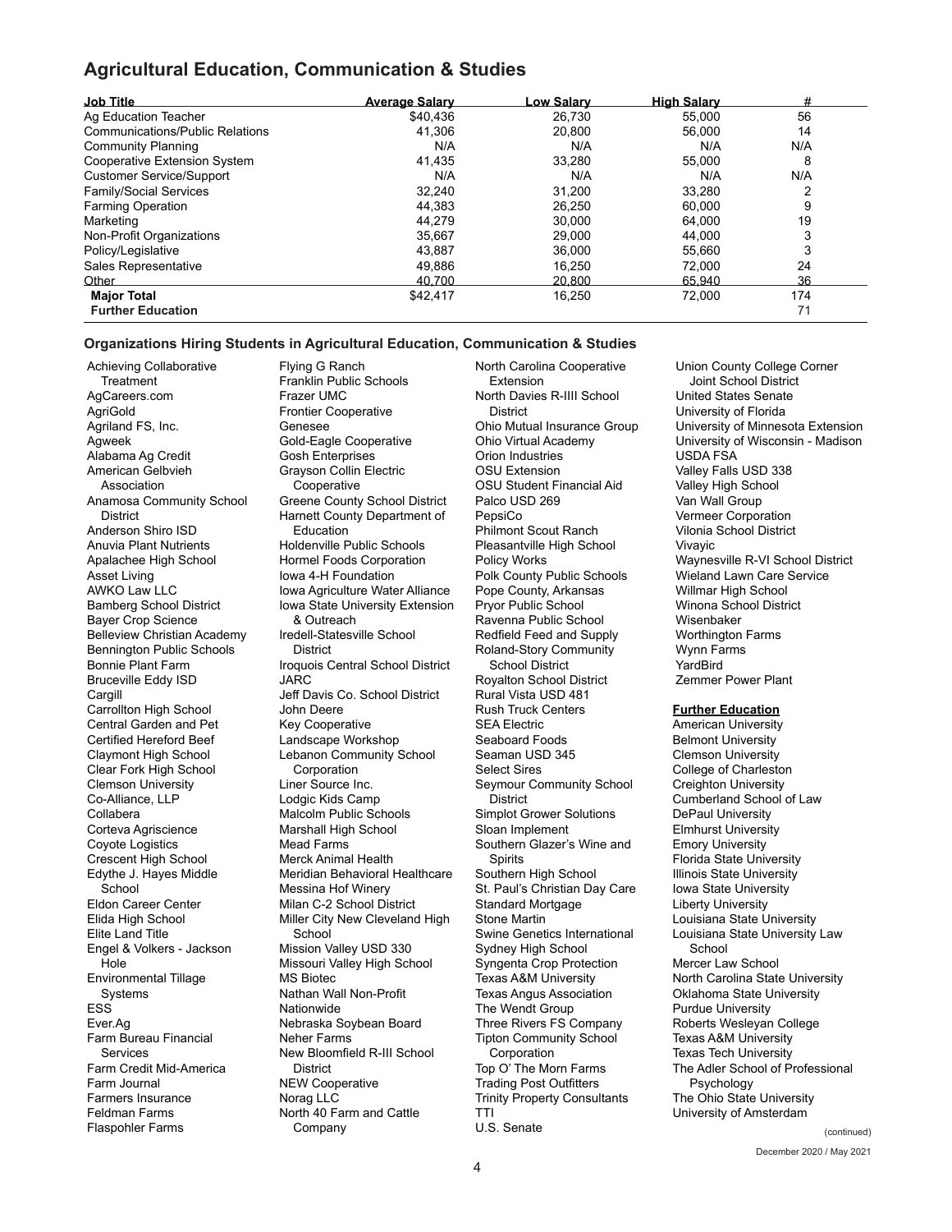## Agricultural Education, Communication & Studies

| Job Title | Average Salary | Low Salary | High Salary | # |
|---|---|---|---|---|
| Ag Education Teacher | $40,436 | 26,730 | 55,000 | 56 |
| Communications/Public Relations | 41,306 | 20,800 | 56,000 | 14 |
| Community Planning | N/A | N/A | N/A | N/A |
| Cooperative Extension System | 41,435 | 33,280 | 55,000 | 8 |
| Customer Service/Support | N/A | N/A | N/A | N/A |
| Family/Social Services | 32,240 | 31,200 | 33,280 | 2 |
| Farming Operation | 44,383 | 26,250 | 60,000 | 9 |
| Marketing | 44,279 | 30,000 | 64,000 | 19 |
| Non-Profit Organizations | 35,667 | 29,000 | 44,000 | 3 |
| Policy/Legislative | 43,887 | 36,000 | 55,660 | 3 |
| Sales Representative | 49,886 | 16,250 | 72,000 | 24 |
| Other | 40,700 | 20,800 | 65,940 | 36 |
| **Major Total** | $42,417 | 16,250 | 72,000 | 174 |
| **Further Education** | | | | 71 |

### Organizations Hiring Students in Agricultural Education, Communication & Studies

Achieving Collaborative Treatment
AgCareers.com
AgriGold
Agriland FS, Inc.
Agweek
Alabama Ag Credit
American Gelbvieh Association
Anamosa Community School District
Anderson Shiro ISD
Anuvia Plant Nutrients
Apalachee High School
Asset Living
AWKO Law LLC
Bamberg School District
Bayer Crop Science
Belleview Christian Academy
Bennington Public Schools
Bonnie Plant Farm
Bruceville Eddy ISD
Cargill
Carrollton High School
Central Garden and Pet
Certified Hereford Beef
Claymont High School
Clear Fork High School
Clemson University
Co-Alliance, LLP
Collabera
Corteva Agriscience
Coyote Logistics
Crescent High School
Edythe J. Hayes Middle School
Eldon Career Center
Elida High School
Elite Land Title
Engel & Volkers - Jackson Hole
Environmental Tillage Systems
ESS
Ever.Ag
Farm Bureau Financial Services
Farm Credit Mid-America
Farm Journal
Farmers Insurance
Feldman Farms
Flaspohler Farms
Flying G Ranch
Franklin Public Schools
Frazer UMC
Frontier Cooperative
Genesee
Gold-Eagle Cooperative
Gosh Enterprises
Grayson Collin Electric Cooperative
Greene County School District
Harnett County Department of Education
Holdenville Public Schools
Hormel Foods Corporation
Iowa 4-H Foundation
Iowa Agriculture Water Alliance
Iowa State University Extension & Outreach
Iredell-Statesville School District
Iroquois Central School District
JARC
Jeff Davis Co. School District
John Deere
Key Cooperative
Landscape Workshop
Lebanon Community School Corporation
Liner Source Inc.
Lodgic Kids Camp
Malcolm Public Schools
Marshall High School
Mead Farms
Merck Animal Health
Meridian Behavioral Healthcare
Messina Hof Winery
Milan C-2 School District
Miller City New Cleveland High School
Mission Valley USD 330
Missouri Valley High School
MS Biotec
Nathan Wall Non-Profit
Nationwide
Nebraska Soybean Board
Neher Farms
New Bloomfield R-III School District
NEW Cooperative
Norag LLC
North 40 Farm and Cattle Company
North Carolina Cooperative Extension
North Davies R-IIII School District
Ohio Mutual Insurance Group
Ohio Virtual Academy
Orion Industries
OSU Extension
OSU Student Financial Aid
Palco USD 269
PepsiCo
Philmont Scout Ranch
Pleasantville High School
Policy Works
Polk County Public Schools
Pope County, Arkansas
Pryor Public School
Ravenna Public School
Redfield Feed and Supply
Roland-Story Community School District
Royalton School District
Rural Vista USD 481
Rush Truck Centers
SEA Electric
Seaboard Foods
Seaman USD 345
Select Sires
Seymour Community School District
Simplot Grower Solutions
Sloan Implement
Southern Glazer's Wine and Spirits
Southern High School
St. Paul's Christian Day Care
Standard Mortgage
Stone Martin
Swine Genetics International
Sydney High School
Syngenta Crop Protection
Texas A&M University
Texas Angus Association
The Wendt Group
Three Rivers FS Company
Tipton Community School Corporation
Top O' The Morn Farms
Trading Post Outfitters
Trinity Property Consultants
TTI
U.S. Senate
Union County College Corner Joint School District
United States Senate
University of Florida
University of Minnesota Extension
University of Wisconsin - Madison
USDA FSA
Valley Falls USD 338
Valley High School
Van Wall Group
Vermeer Corporation
Vilonia School District
Vivayic
Waynesville R-VI School District
Wieland Lawn Care Service
Willmar High School
Winona School District
Wisenbaker
Worthington Farms
Wynn Farms
YardBird
Zemmer Power Plant

**Further Education**

American University
Belmont University
Clemson University
College of Charleston
Creighton University
Cumberland School of Law
DePaul University
Elmhurst University
Emory University
Florida State University
Illinois State University
Iowa State University
Liberty University
Louisiana State University
Louisiana State University Law School
Mercer Law School
North Carolina State University
Oklahoma State University
Purdue University
Roberts Wesleyan College
Texas A&M University
Texas Tech University
The Adler School of Professional Psychology
The Ohio State University
University of Amsterdam

(continued)

December 2020 / May 2021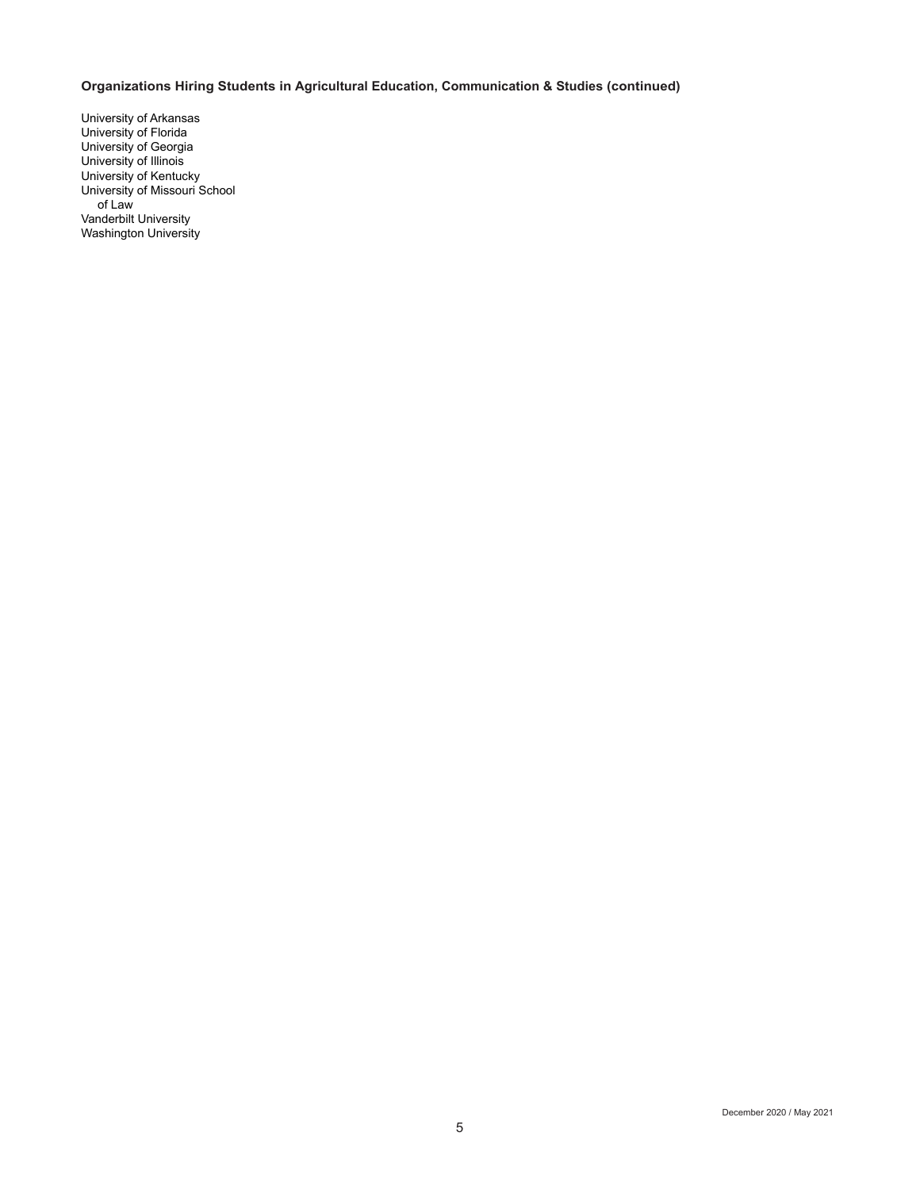**Organizations Hiring Students in Agricultural Education, Communication & Studies (continued)**

University of Arkansas
University of Florida
University of Georgia
University of Illinois
University of Kentucky
University of Missouri School of Law
Vanderbilt University
Washington University

December 2020 / May 2021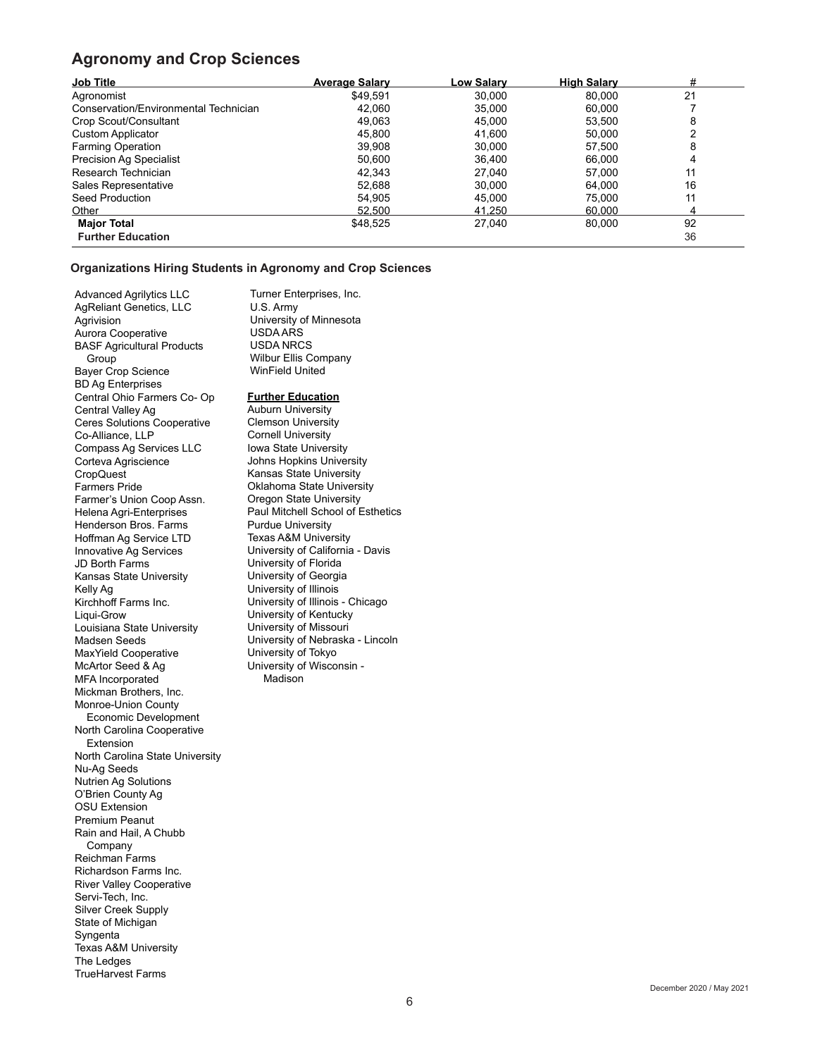## Agronomy and Crop Sciences

| Job Title | Average Salary | Low Salary | High Salary | # |
|---|---|---|---|---|
| Agronomist | $49,591 | 30,000 | 80,000 | 21 |
| Conservation/Environmental Technician | 42,060 | 35,000 | 60,000 | 7 |
| Crop Scout/Consultant | 49,063 | 45,000 | 53,500 | 8 |
| Custom Applicator | 45,800 | 41,600 | 50,000 | 2 |
| Farming Operation | 39,908 | 30,000 | 57,500 | 8 |
| Precision Ag Specialist | 50,600 | 36,400 | 66,000 | 4 |
| Research Technician | 42,343 | 27,040 | 57,000 | 11 |
| Sales Representative | 52,688 | 30,000 | 64,000 | 16 |
| Seed Production | 54,905 | 45,000 | 75,000 | 11 |
| Other | 52,500 | 41,250 | 60,000 | 4 |
| **Major Total** | $48,525 | 27,040 | 80,000 | 92 |
| **Further Education** | | | | 36 |

### Organizations Hiring Students in Agronomy and Crop Sciences

Advanced Agrilytics LLC
AgReliant Genetics, LLC
Agrivision
Aurora Cooperative
BASF Agricultural Products Group
Bayer Crop Science
BD Ag Enterprises
Central Ohio Farmers Co- Op
Central Valley Ag
Ceres Solutions Cooperative
Co-Alliance, LLP
Compass Ag Services LLC
Corteva Agriscience
CropQuest
Farmers Pride
Farmer's Union Coop Assn.
Helena Agri-Enterprises
Henderson Bros. Farms
Hoffman Ag Service LTD
Innovative Ag Services
JD Borth Farms
Kansas State University
Kelly Ag
Kirchhoff Farms Inc.
Liqui-Grow
Louisiana State University
Madsen Seeds
MaxYield Cooperative
McArtor Seed & Ag
MFA Incorporated
Mickman Brothers, Inc.
Monroe-Union County Economic Development
North Carolina Cooperative Extension
North Carolina State University
Nu-Ag Seeds
Nutrien Ag Solutions
O'Brien County Ag
OSU Extension
Premium Peanut
Rain and Hail, A Chubb Company
Reichman Farms
Richardson Farms Inc.
River Valley Cooperative
Servi-Tech, Inc.
Silver Creek Supply
State of Michigan
Syngenta
Texas A&M University
The Ledges
TrueHarvest Farms
Turner Enterprises, Inc.
U.S. Army
University of Minnesota
USDA ARS
USDA NRCS
Wilbur Ellis Company
WinField United

**Further Education**

Auburn University
Clemson University
Cornell University
Iowa State University
Johns Hopkins University
Kansas State University
Oklahoma State University
Oregon State University
Paul Mitchell School of Esthetics
Purdue University
Texas A&M University
University of California - Davis
University of Florida
University of Georgia
University of Illinois
University of Illinois - Chicago
University of Kentucky
University of Missouri
University of Nebraska - Lincoln
University of Tokyo
University of Wisconsin - Madison

December 2020 / May 2021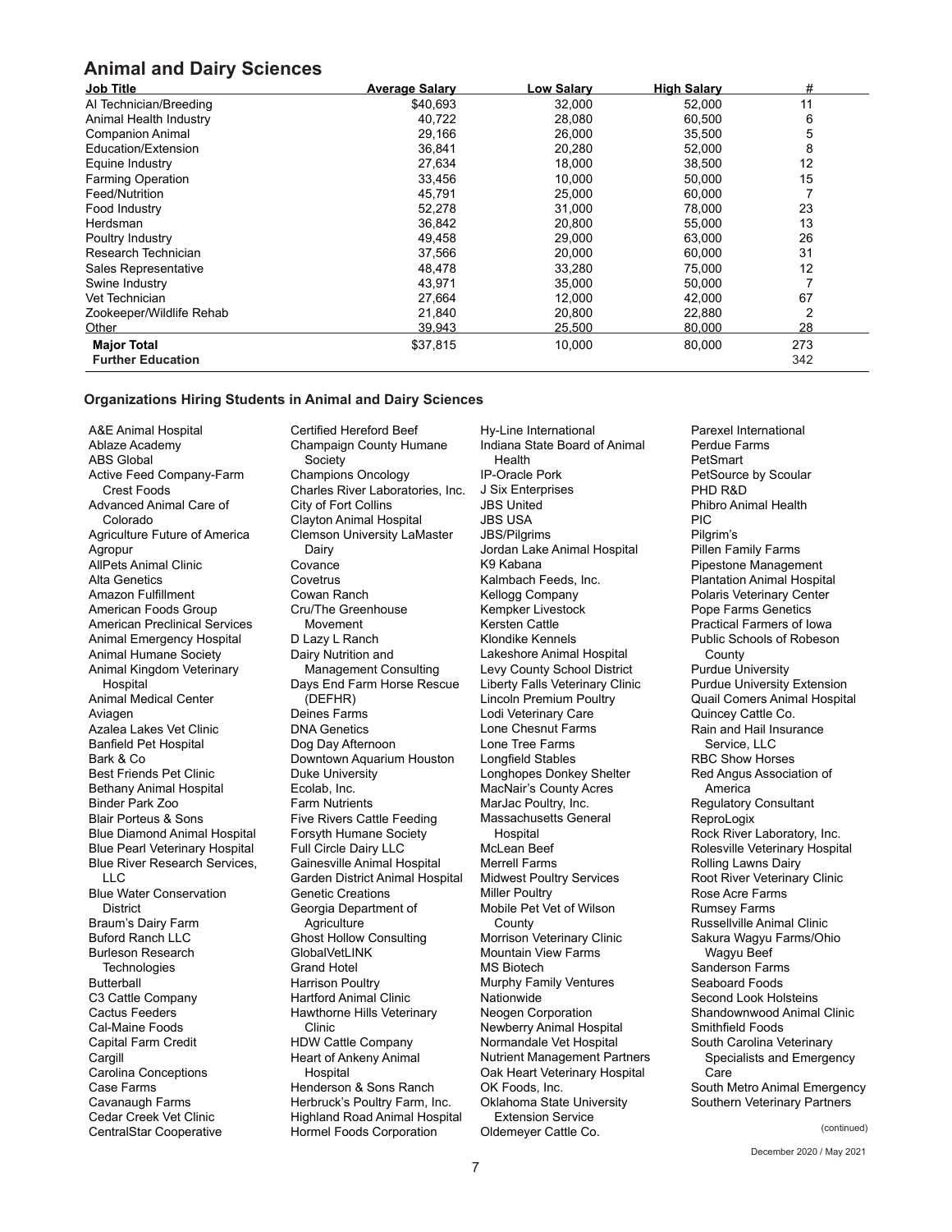## Animal and Dairy Sciences

| Job Title | Average Salary | Low Salary | High Salary | # |
|---|---|---|---|---|
| AI Technician/Breeding | $40,693 | 32,000 | 52,000 | 11 |
| Animal Health Industry | 40,722 | 28,080 | 60,500 | 6 |
| Companion Animal | 29,166 | 26,000 | 35,500 | 5 |
| Education/Extension | 36,841 | 20,280 | 52,000 | 8 |
| Equine Industry | 27,634 | 18,000 | 38,500 | 12 |
| Farming Operation | 33,456 | 10,000 | 50,000 | 15 |
| Feed/Nutrition | 45,791 | 25,000 | 60,000 | 7 |
| Food Industry | 52,278 | 31,000 | 78,000 | 23 |
| Herdsman | 36,842 | 20,800 | 55,000 | 13 |
| Poultry Industry | 49,458 | 29,000 | 63,000 | 26 |
| Research Technician | 37,566 | 20,000 | 60,000 | 31 |
| Sales Representative | 48,478 | 33,280 | 75,000 | 12 |
| Swine Industry | 43,971 | 35,000 | 50,000 | 7 |
| Vet Technician | 27,664 | 12,000 | 42,000 | 67 |
| Zookeeper/Wildlife Rehab | 21,840 | 20,800 | 22,880 | 2 |
| Other | 39,943 | 25,500 | 80,000 | 28 |
| **Major Total** | $37,815 | 10,000 | 80,000 | 273 |
| **Further Education** | | | | 342 |

### Organizations Hiring Students in Animal and Dairy Sciences

A&E Animal Hospital
Ablaze Academy
ABS Global
Active Feed Company-Farm Crest Foods
Advanced Animal Care of Colorado
Agriculture Future of America
Agropur
AllPets Animal Clinic
Alta Genetics
Amazon Fulfillment
American Foods Group
American Preclinical Services
Animal Emergency Hospital
Animal Humane Society
Animal Kingdom Veterinary Hospital
Animal Medical Center
Aviagen
Azalea Lakes Vet Clinic
Banfield Pet Hospital
Bark & Co
Best Friends Pet Clinic
Bethany Animal Hospital
Binder Park Zoo
Blair Porteus & Sons
Blue Diamond Animal Hospital
Blue Pearl Veterinary Hospital
Blue River Research Services, LLC
Blue Water Conservation District
Braum's Dairy Farm
Buford Ranch LLC
Burleson Research Technologies
Butterball
C3 Cattle Company
Cactus Feeders
Cal-Maine Foods
Capital Farm Credit
Cargill
Carolina Conceptions
Case Farms
Cavanaugh Farms
Cedar Creek Vet Clinic
CentralStar Cooperative
Certified Hereford Beef
Champaign County Humane Society
Champions Oncology
Charles River Laboratories, Inc.
City of Fort Collins
Clayton Animal Hospital
Clemson University LaMaster Dairy
Covance
Covetrus
Cowan Ranch
Cru/The Greenhouse Movement
D Lazy L Ranch
Dairy Nutrition and Management Consulting
Days End Farm Horse Rescue (DEFHR)
Deines Farms
DNA Genetics
Dog Day Afternoon
Downtown Aquarium Houston
Duke University
Ecolab, Inc.
Farm Nutrients
Five Rivers Cattle Feeding
Forsyth Humane Society
Full Circle Dairy LLC
Gainesville Animal Hospital
Garden District Animal Hospital
Genetic Creations
Georgia Department of Agriculture
Ghost Hollow Consulting
GlobalVetLINK
Grand Hotel
Harrison Poultry
Hartford Animal Clinic
Hawthorne Hills Veterinary Clinic
HDW Cattle Company
Heart of Ankeny Animal Hospital
Henderson & Sons Ranch
Herbruck's Poultry Farm, Inc.
Highland Road Animal Hospital
Hormel Foods Corporation
Hy-Line International
Indiana State Board of Animal Health
IP-Oracle Pork
J Six Enterprises
JBS United
JBS USA
JBS/Pilgrims
Jordan Lake Animal Hospital
K9 Kabana
Kalmbach Feeds, Inc.
Kellogg Company
Kempker Livestock
Kersten Cattle
Klondike Kennels
Lakeshore Animal Hospital
Levy County School District
Liberty Falls Veterinary Clinic
Lincoln Premium Poultry
Lodi Veterinary Care
Lone Chesnut Farms
Lone Tree Farms
Longfield Stables
Longhopes Donkey Shelter
MacNair's County Acres
MarJac Poultry, Inc.
Massachusetts General Hospital
McLean Beef
Merrell Farms
Midwest Poultry Services
Miller Poultry
Mobile Pet Vet of Wilson County
Morrison Veterinary Clinic
Mountain View Farms
MS Biotech
Murphy Family Ventures
Nationwide
Neogen Corporation
Newberry Animal Hospital
Normandale Vet Hospital
Nutrient Management Partners
Oak Heart Veterinary Hospital
OK Foods, Inc.
Oklahoma State University Extension Service
Oldemeyer Cattle Co.
Parexel International
Perdue Farms
PetSmart
PetSource by Scoular
PHD R&D
Phibro Animal Health
PIC
Pilgrim's
Pillen Family Farms
Pipestone Management
Plantation Animal Hospital
Polaris Veterinary Center
Pope Farms Genetics
Practical Farmers of Iowa
Public Schools of Robeson County
Purdue University
Purdue University Extension
Quail Comers Animal Hospital
Quincey Cattle Co.
Rain and Hail Insurance Service, LLC
RBC Show Horses
Red Angus Association of America
Regulatory Consultant
ReproLogix
Rock River Laboratory, Inc.
Rolesville Veterinary Hospital
Rolling Lawns Dairy
Root River Veterinary Clinic
Rose Acre Farms
Rumsey Farms
Russellville Animal Clinic
Sakura Wagyu Farms/Ohio Wagyu Beef
Sanderson Farms
Seaboard Foods
Second Look Holsteins
Shandownwood Animal Clinic
Smithfield Foods
South Carolina Veterinary Specialists and Emergency Care
South Metro Animal Emergency
Southern Veterinary Partners

(continued)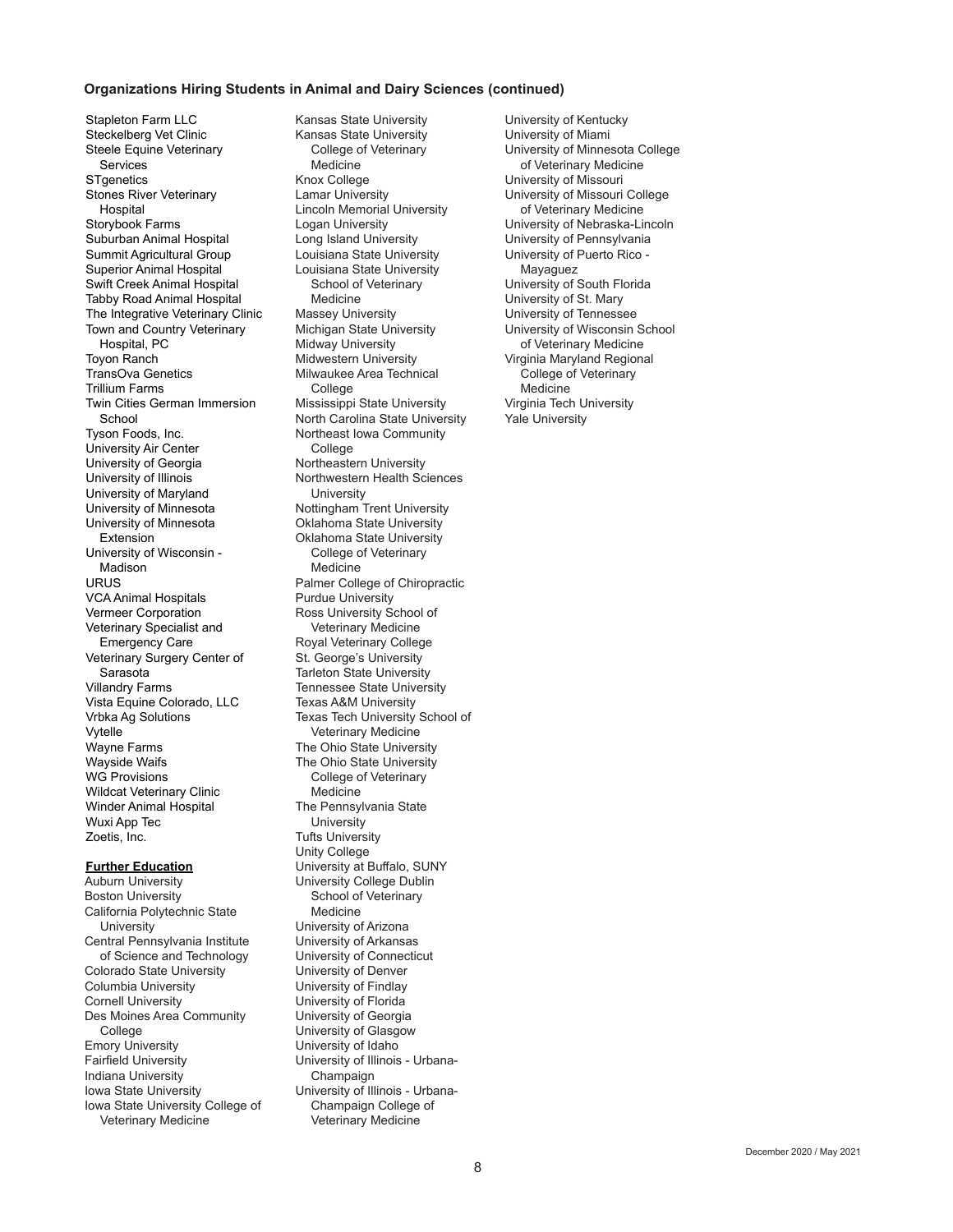### Organizations Hiring Students in Animal and Dairy Sciences (continued)

- Stapleton Farm LLC
- Steckelberg Vet Clinic
- Steele Equine Veterinary Services
- STgenetics
- Stones River Veterinary Hospital
- Storybook Farms
- Suburban Animal Hospital
- Summit Agricultural Group
- Superior Animal Hospital
- Swift Creek Animal Hospital
- Tabby Road Animal Hospital
- The Integrative Veterinary Clinic
- Town and Country Veterinary Hospital, PC
- Toyon Ranch
- TransOva Genetics
- Trillium Farms
- Twin Cities German Immersion School
- Tyson Foods, Inc.
- University Air Center
- University of Georgia
- University of Illinois
- University of Maryland
- University of Minnesota
- University of Minnesota Extension
- University of Wisconsin - Madison
- URUS
- VCA Animal Hospitals
- Vermeer Corporation
- Veterinary Specialist and Emergency Care
- Veterinary Surgery Center of Sarasota
- Villandry Farms
- Vista Equine Colorado, LLC
- Vrbka Ag Solutions
- Vytelle
- Wayne Farms
- Wayside Waifs
- WG Provisions
- Wildcat Veterinary Clinic
- Winder Animal Hospital
- Wuxi App Tec
- Zoetis, Inc.

**Further Education**

- Auburn University
- Boston University
- California Polytechnic State University
- Central Pennsylvania Institute of Science and Technology
- Colorado State University
- Columbia University
- Cornell University
- Des Moines Area Community College
- Emory University
- Fairfield University
- Indiana University
- Iowa State University
- Iowa State University College of Veterinary Medicine
- Kansas State University
- Kansas State University College of Veterinary Medicine
- Knox College
- Lamar University
- Lincoln Memorial University
- Logan University
- Long Island University
- Louisiana State University
- Louisiana State University School of Veterinary Medicine
- Massey University
- Michigan State University
- Midway University
- Midwestern University
- Milwaukee Area Technical College
- Mississippi State University
- North Carolina State University
- Northeast Iowa Community College
- Northeastern University
- Northwestern Health Sciences University
- Nottingham Trent University
- Oklahoma State University
- Oklahoma State University College of Veterinary Medicine
- Palmer College of Chiropractic
- Purdue University
- Ross University School of Veterinary Medicine
- Royal Veterinary College
- St. George's University
- Tarleton State University
- Tennessee State University
- Texas A&M University
- Texas Tech University School of Veterinary Medicine
- The Ohio State University
- The Ohio State University College of Veterinary Medicine
- The Pennsylvania State University
- Tufts University
- Unity College
- University at Buffalo, SUNY
- University College Dublin School of Veterinary Medicine
- University of Arizona
- University of Arkansas
- University of Connecticut
- University of Denver
- University of Findlay
- University of Florida
- University of Georgia
- University of Glasgow
- University of Idaho
- University of Illinois - Urbana-Champaign
- University of Illinois - Urbana-Champaign College of Veterinary Medicine
- University of Kentucky
- University of Miami
- University of Minnesota College of Veterinary Medicine
- University of Missouri
- University of Missouri College of Veterinary Medicine
- University of Nebraska-Lincoln
- University of Pennsylvania
- University of Puerto Rico - Mayaguez
- University of South Florida
- University of St. Mary
- University of Tennessee
- University of Wisconsin School of Veterinary Medicine
- Virginia Maryland Regional College of Veterinary Medicine
- Virginia Tech University
- Yale University

December 2020 / May 2021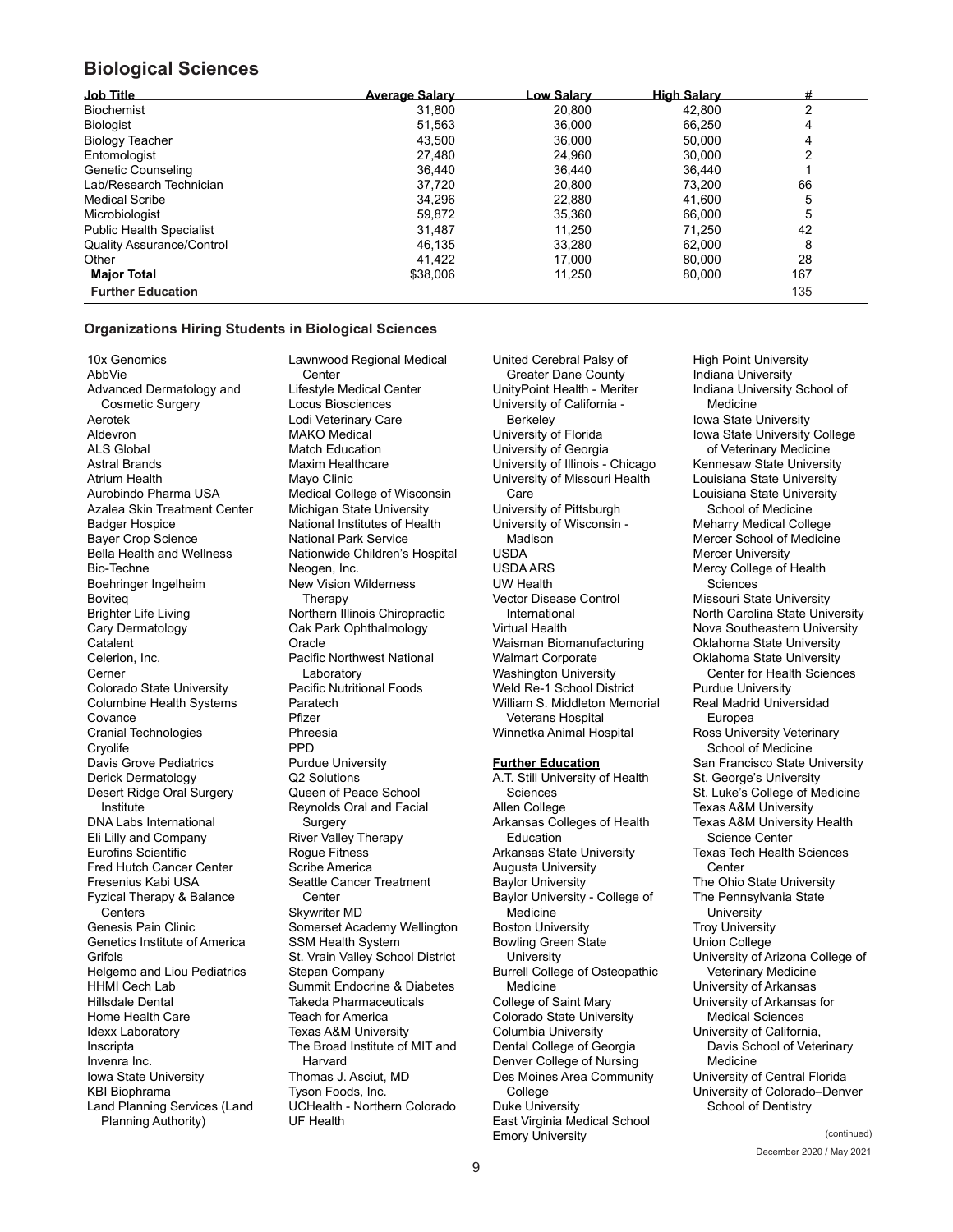## Biological Sciences

| Job Title | Average Salary | Low Salary | High Salary | # |
|---|---|---|---|---|
| Biochemist | 31,800 | 20,800 | 42,800 | 2 |
| Biologist | 51,563 | 36,000 | 66,250 | 4 |
| Biology Teacher | 43,500 | 36,000 | 50,000 | 4 |
| Entomologist | 27,480 | 24,960 | 30,000 | 2 |
| Genetic Counseling | 36,440 | 36,440 | 36,440 | 1 |
| Lab/Research Technician | 37,720 | 20,800 | 73,200 | 66 |
| Medical Scribe | 34,296 | 22,880 | 41,600 | 5 |
| Microbiologist | 59,872 | 35,360 | 66,000 | 5 |
| Public Health Specialist | 31,487 | 11,250 | 71,250 | 42 |
| Quality Assurance/Control | 46,135 | 33,280 | 62,000 | 8 |
| Other | 41,422 | 17,000 | 80,000 | 28 |
| **Major Total** | $38,006 | 11,250 | 80,000 | 167 |
| **Further Education** | | | | 135 |

### Organizations Hiring Students in Biological Sciences

10x Genomics
AbbVie
Advanced Dermatology and Cosmetic Surgery
Aerotek
Aldevron
ALS Global
Astral Brands
Atrium Health
Aurobindo Pharma USA
Azalea Skin Treatment Center
Badger Hospice
Bayer Crop Science
Bella Health and Wellness
Bio-Techne
Boehringer Ingelheim
Boviteq
Brighter Life Living
Cary Dermatology
Catalent
Celerion, Inc.
Cerner
Colorado State University
Columbine Health Systems
Covance
Cranial Technologies
Cryolife
Davis Grove Pediatrics
Derick Dermatology
Desert Ridge Oral Surgery Institute
DNA Labs International
Eli Lilly and Company
Eurofins Scientific
Fred Hutch Cancer Center
Fresenius Kabi USA
Fyzical Therapy & Balance Centers
Genesis Pain Clinic
Genetics Institute of America
Grifols
Helgemo and Liou Pediatrics
HHMI Cech Lab
Hillsdale Dental
Home Health Care
Idexx Laboratory
Inscripta
Invenra Inc.
Iowa State University
KBI Biophrama
Land Planning Services (Land Planning Authority)
Lawnwood Regional Medical Center
Lifestyle Medical Center
Locus Biosciences
Lodi Veterinary Care
MAKO Medical
Match Education
Maxim Healthcare
Mayo Clinic
Medical College of Wisconsin
Michigan State University
National Institutes of Health
National Park Service
Nationwide Children's Hospital
Neogen, Inc.
New Vision Wilderness Therapy
Northern Illinois Chiropractic
Oak Park Ophthalmology
Oracle
Pacific Northwest National Laboratory
Pacific Nutritional Foods
Paratech
Pfizer
Phreesia
PPD
Purdue University
Q2 Solutions
Queen of Peace School
Reynolds Oral and Facial Surgery
River Valley Therapy
Rogue Fitness
Scribe America
Seattle Cancer Treatment Center
Skywriter MD
Somerset Academy Wellington
SSM Health System
St. Vrain Valley School District
Stepan Company
Summit Endocrine & Diabetes
Takeda Pharmaceuticals
Teach for America
Texas A&M University
The Broad Institute of MIT and Harvard
Thomas J. Asciut, MD
Tyson Foods, Inc.
UCHealth - Northern Colorado
UF Health
United Cerebral Palsy of Greater Dane County
UnityPoint Health - Meriter
University of California - Berkeley
University of Florida
University of Georgia
University of Illinois - Chicago
University of Missouri Health Care
University of Pittsburgh
University of Wisconsin - Madison
USDA
USDA ARS
UW Health
Vector Disease Control International
Virtual Health
Waisman Biomanufacturing
Walmart Corporate
Washington University
Weld Re-1 School District
William S. Middleton Memorial Veterans Hospital
Winnetka Animal Hospital

**Further Education**

A.T. Still University of Health Sciences
Allen College
Arkansas Colleges of Health Education
Arkansas State University
Augusta University
Baylor University
Baylor University - College of Medicine
Boston University
Bowling Green State University
Burrell College of Osteopathic Medicine
College of Saint Mary
Colorado State University
Columbia University
Dental College of Georgia
Denver College of Nursing
Des Moines Area Community College
Duke University
East Virginia Medical School
Emory University
High Point University
Indiana University
Indiana University School of Medicine
Iowa State University
Iowa State University College of Veterinary Medicine
Kennesaw State University
Louisiana State University
Louisiana State University School of Medicine
Meharry Medical College
Mercer School of Medicine
Mercer University
Mercy College of Health Sciences
Missouri State University
North Carolina State University
Nova Southeastern University
Oklahoma State University
Oklahoma State University Center for Health Sciences
Purdue University
Real Madrid Universidad Europea
Ross University Veterinary School of Medicine
San Francisco State University
St. George's University
St. Luke's College of Medicine
Texas A&M University
Texas A&M University Health Science Center
Texas Tech Health Sciences Center
The Ohio State University
The Pennsylvania State University
Troy University
Union College
University of Arizona College of Veterinary Medicine
University of Arkansas
University of Arkansas for Medical Sciences
University of California, Davis School of Veterinary Medicine
University of Central Florida
University of Colorado–Denver School of Dentistry

(continued)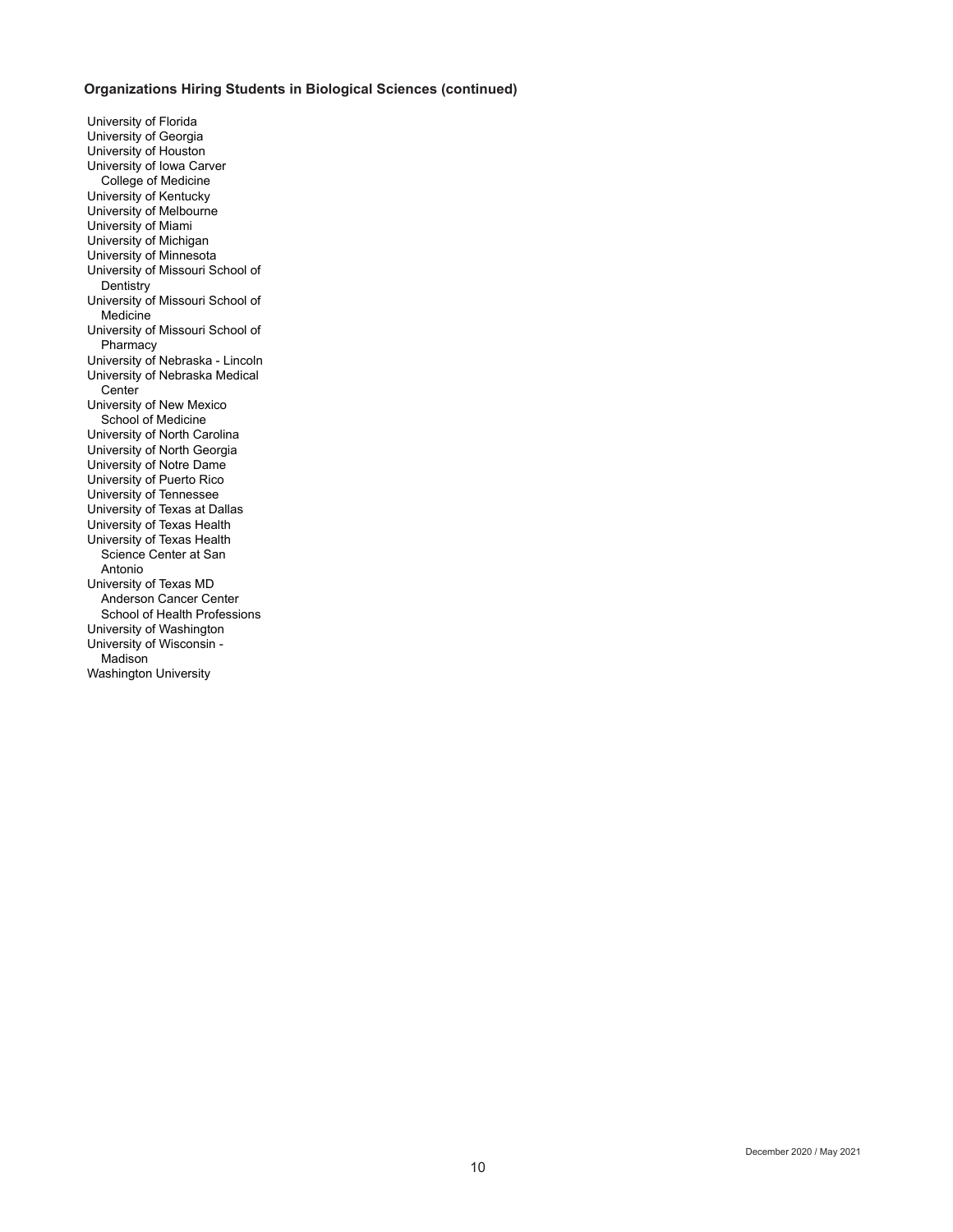**Organizations Hiring Students in Biological Sciences (continued)**

University of Florida
University of Georgia
University of Houston
University of Iowa Carver College of Medicine
University of Kentucky
University of Melbourne
University of Miami
University of Michigan
University of Minnesota
University of Missouri School of Dentistry
University of Missouri School of Medicine
University of Missouri School of Pharmacy
University of Nebraska - Lincoln
University of Nebraska Medical Center
University of New Mexico School of Medicine
University of North Carolina
University of North Georgia
University of Notre Dame
University of Puerto Rico
University of Tennessee
University of Texas at Dallas
University of Texas Health
University of Texas Health Science Center at San Antonio
University of Texas MD Anderson Cancer Center School of Health Professions
University of Washington
University of Wisconsin - Madison
Washington University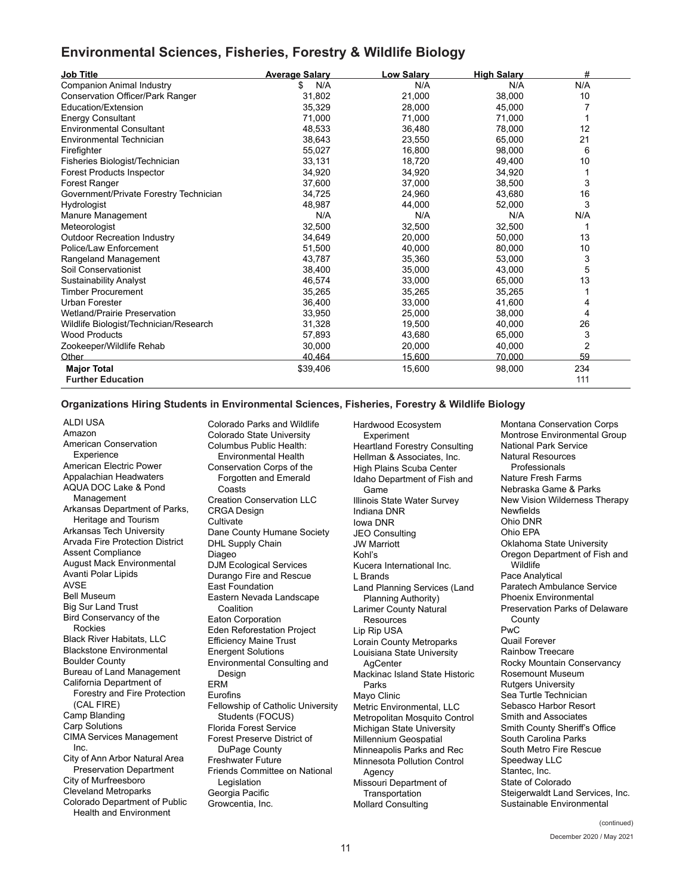## Environmental Sciences, Fisheries, Forestry & Wildlife Biology

| Job Title | Average Salary | Low Salary | High Salary | # |
|---|---|---|---|---|
| Companion Animal Industry | $ N/A | N/A | N/A | N/A |
| Conservation Officer/Park Ranger | 31,802 | 21,000 | 38,000 | 10 |
| Education/Extension | 35,329 | 28,000 | 45,000 | 7 |
| Energy Consultant | 71,000 | 71,000 | 71,000 | 1 |
| Environmental Consultant | 48,533 | 36,480 | 78,000 | 12 |
| Environmental Technician | 38,643 | 23,550 | 65,000 | 21 |
| Firefighter | 55,027 | 16,800 | 98,000 | 6 |
| Fisheries Biologist/Technician | 33,131 | 18,720 | 49,400 | 10 |
| Forest Products Inspector | 34,920 | 34,920 | 34,920 | 1 |
| Forest Ranger | 37,600 | 37,000 | 38,500 | 3 |
| Government/Private Forestry Technician | 34,725 | 24,960 | 43,680 | 16 |
| Hydrologist | 48,987 | 44,000 | 52,000 | 3 |
| Manure Management | N/A | N/A | N/A | N/A |
| Meteorologist | 32,500 | 32,500 | 32,500 | 1 |
| Outdoor Recreation Industry | 34,649 | 20,000 | 50,000 | 13 |
| Police/Law Enforcement | 51,500 | 40,000 | 80,000 | 10 |
| Rangeland Management | 43,787 | 35,360 | 53,000 | 3 |
| Soil Conservationist | 38,400 | 35,000 | 43,000 | 5 |
| Sustainability Analyst | 46,574 | 33,000 | 65,000 | 13 |
| Timber Procurement | 35,265 | 35,265 | 35,265 | 1 |
| Urban Forester | 36,400 | 33,000 | 41,600 | 4 |
| Wetland/Prairie Preservation | 33,950 | 25,000 | 38,000 | 4 |
| Wildlife Biologist/Technician/Research | 31,328 | 19,500 | 40,000 | 26 |
| Wood Products | 57,893 | 43,680 | 65,000 | 3 |
| Zookeeper/Wildlife Rehab | 30,000 | 20,000 | 40,000 | 2 |
| Other | 40,464 | 15,600 | 70,000 | 59 |
| **Major Total** | $39,406 | 15,600 | 98,000 | 234 |
| **Further Education** | | | | 111 |

### Organizations Hiring Students in Environmental Sciences, Fisheries, Forestry & Wildlife Biology

ALDI USA
Amazon
American Conservation Experience
American Electric Power
Appalachian Headwaters
AQUA DOC Lake & Pond Management
Arkansas Department of Parks, Heritage and Tourism
Arkansas Tech University
Arvada Fire Protection District
Assent Compliance
August Mack Environmental
Avanti Polar Lipids
AVSE
Bell Museum
Big Sur Land Trust
Bird Conservancy of the Rockies
Black River Habitats, LLC
Blackstone Environmental
Boulder County
Bureau of Land Management
California Department of Forestry and Fire Protection (CAL FIRE)
Camp Blanding
Carp Solutions
CIMA Services Management Inc.
City of Ann Arbor Natural Area Preservation Department
City of Murfreesboro
Cleveland Metroparks
Colorado Department of Public Health and Environment
Colorado Parks and Wildlife
Colorado State University
Columbus Public Health: Environmental Health
Conservation Corps of the Forgotten and Emerald Coasts
Creation Conservation LLC
CRGA Design
Cultivate
Dane County Humane Society
DHL Supply Chain
Diageo
DJM Ecological Services
Durango Fire and Rescue
East Foundation
Eastern Nevada Landscape Coalition
Eaton Corporation
Eden Reforestation Project
Efficiency Maine Trust
Energent Solutions
Environmental Consulting and Design
ERM
Eurofins
Fellowship of Catholic University Students (FOCUS)
Florida Forest Service
Forest Preserve District of DuPage County
Freshwater Future
Friends Committee on National Legislation
Georgia Pacific
Growcentia, Inc.
Hardwood Ecosystem Experiment
Heartland Forestry Consulting
Hellman & Associates, Inc.
High Plains Scuba Center
Idaho Department of Fish and Game
Illinois State Water Survey
Indiana DNR
Iowa DNR
JEO Consulting
JW Marriott
Kohl's
Kucera International Inc.
L Brands
Land Planning Services (Land Planning Authority)
Larimer County Natural Resources
Lip Rip USA
Lorain County Metroparks
Louisiana State University AgCenter
Mackinac Island State Historic Parks
Mayo Clinic
Metric Environmental, LLC
Metropolitan Mosquito Control
Michigan State University
Millennium Geospatial
Minneapolis Parks and Rec
Minnesota Pollution Control Agency
Missouri Department of Transportation
Mollard Consulting
Montana Conservation Corps
Montrose Environmental Group
National Park Service
Natural Resources Professionals
Nature Fresh Farms
Nebraska Game & Parks
New Vision Wilderness Therapy
Newfields
Ohio DNR
Ohio EPA
Oklahoma State University
Oregon Department of Fish and Wildlife
Pace Analytical
Paratech Ambulance Service
Phoenix Environmental
Preservation Parks of Delaware County
PwC
Quail Forever
Rainbow Treecare
Rocky Mountain Conservancy
Rosemount Museum
Rutgers University
Sea Turtle Technician
Sebasco Harbor Resort
Smith and Associates
Smith County Sheriff's Office
South Carolina Parks
South Metro Fire Rescue
Speedway LLC
Stantec, Inc.
State of Colorado
Steigerwaldt Land Services, Inc.
Sustainable Environmental

(continued)

December 2020 / May 2021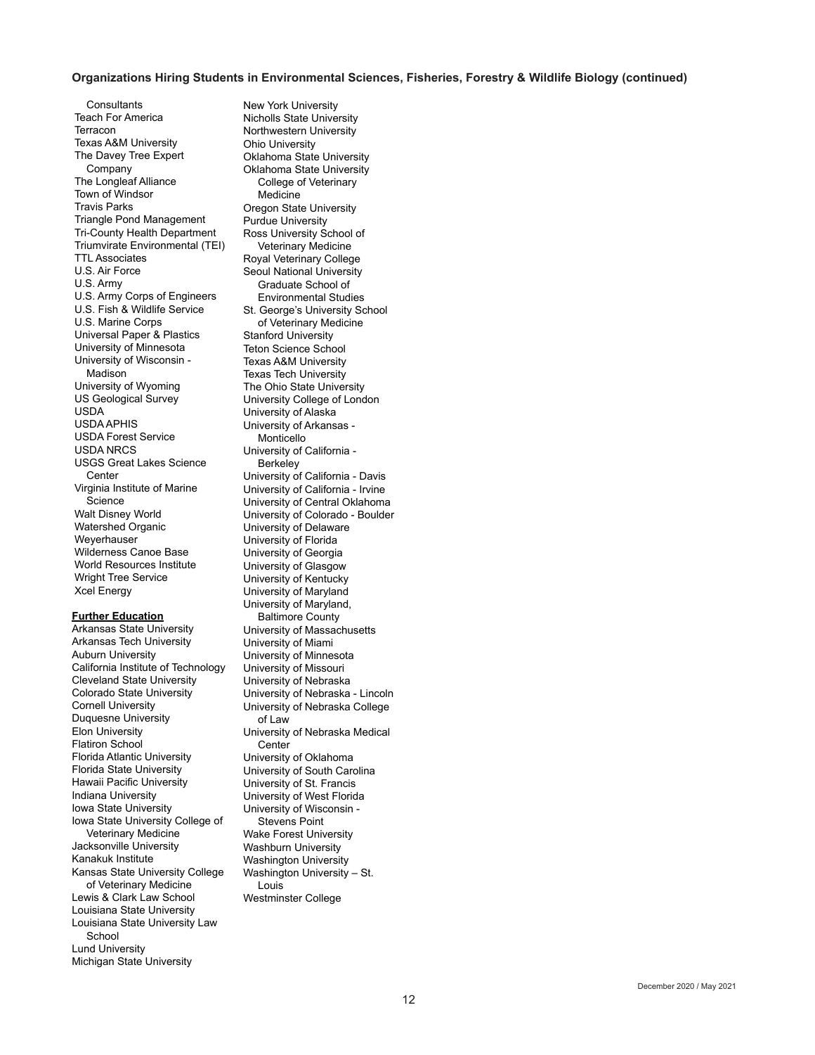**Organizations Hiring Students in Environmental Sciences, Fisheries, Forestry & Wildlife Biology (continued)**

Consultants
Teach For America
Terracon
Texas A&M University
The Davey Tree Expert Company
The Longleaf Alliance
Town of Windsor
Travis Parks
Triangle Pond Management
Tri-County Health Department
Triumvirate Environmental (TEI)
TTL Associates
U.S. Air Force
U.S. Army
U.S. Army Corps of Engineers
U.S. Fish & Wildlife Service
U.S. Marine Corps
Universal Paper & Plastics
University of Minnesota
University of Wisconsin - Madison
University of Wyoming
US Geological Survey
USDA
USDA APHIS
USDA Forest Service
USDA NRCS
USGS Great Lakes Science Center
Virginia Institute of Marine Science
Walt Disney World
Watershed Organic
Weyerhauser
Wilderness Canoe Base
World Resources Institute
Wright Tree Service
Xcel Energy

**Further Education**

Arkansas State University
Arkansas Tech University
Auburn University
California Institute of Technology
Cleveland State University
Colorado State University
Cornell University
Duquesne University
Elon University
Flatiron School
Florida Atlantic University
Florida State University
Hawaii Pacific University
Indiana University
Iowa State University
Iowa State University College of Veterinary Medicine
Jacksonville University
Kanakuk Institute
Kansas State University College of Veterinary Medicine
Lewis & Clark Law School
Louisiana State University
Louisiana State University Law School
Lund University
Michigan State University
New York University
Nicholls State University
Northwestern University
Ohio University
Oklahoma State University
Oklahoma State University College of Veterinary Medicine
Oregon State University
Purdue University
Ross University School of Veterinary Medicine
Royal Veterinary College
Seoul National University Graduate School of Environmental Studies
St. George's University School of Veterinary Medicine
Stanford University
Teton Science School
Texas A&M University
Texas Tech University
The Ohio State University
University College of London
University of Alaska
University of Arkansas - Monticello
University of California - Berkeley
University of California - Davis
University of California - Irvine
University of Central Oklahoma
University of Colorado - Boulder
University of Delaware
University of Florida
University of Georgia
University of Glasgow
University of Kentucky
University of Maryland
University of Maryland, Baltimore County
University of Massachusetts
University of Miami
University of Minnesota
University of Missouri
University of Nebraska
University of Nebraska - Lincoln
University of Nebraska College of Law
University of Nebraska Medical Center
University of Oklahoma
University of South Carolina
University of St. Francis
University of West Florida
University of Wisconsin - Stevens Point
Wake Forest University
Washburn University
Washington University
Washington University – St. Louis
Westminster College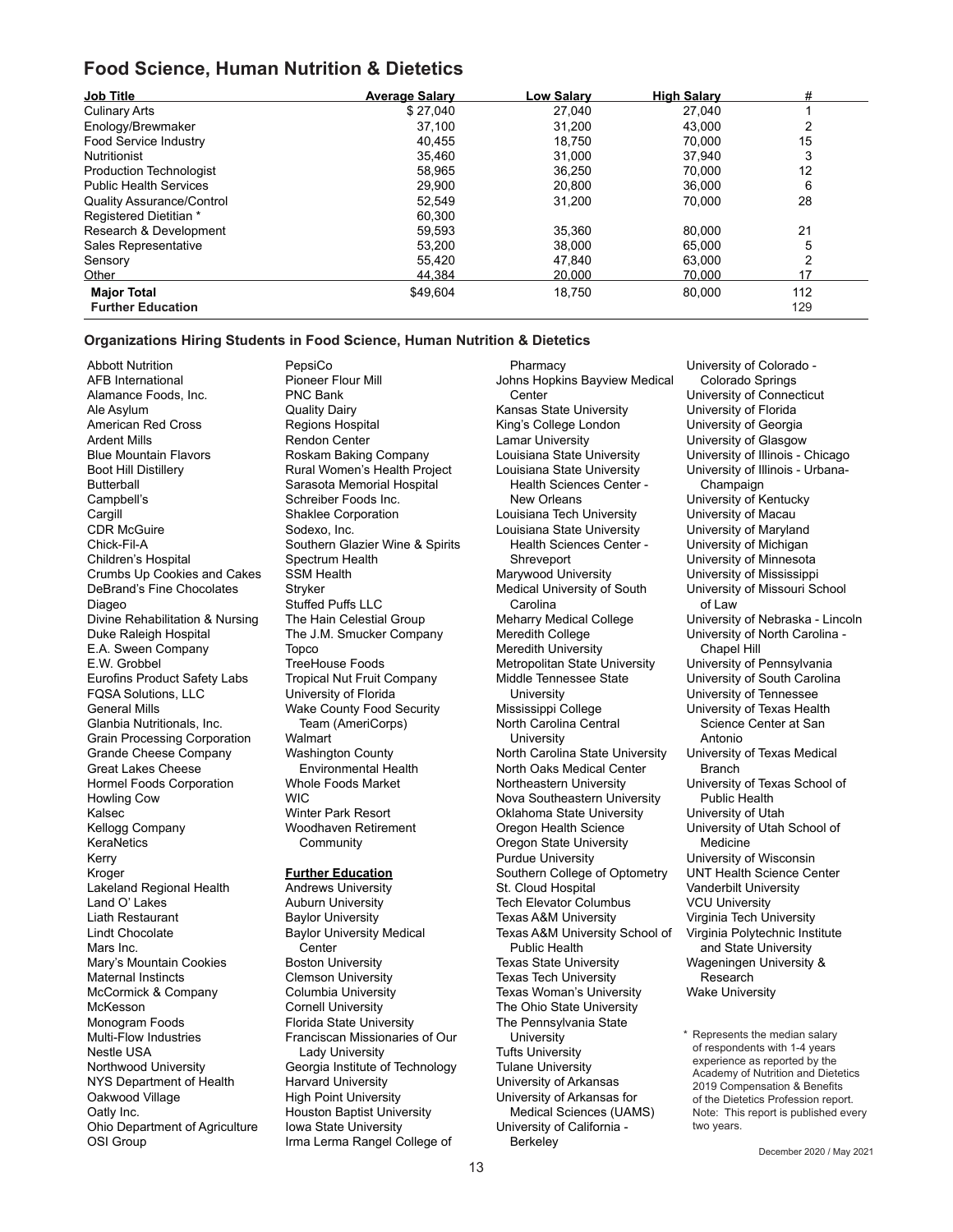## Food Science, Human Nutrition & Dietetics

| Job Title | Average Salary | Low Salary | High Salary | # |
|---|---|---|---|---|
| Culinary Arts | $ 27,040 | 27,040 | 27,040 | 1 |
| Enology/Brewmaker | 37,100 | 31,200 | 43,000 | 2 |
| Food Service Industry | 40,455 | 18,750 | 70,000 | 15 |
| Nutritionist | 35,460 | 31,000 | 37,940 | 3 |
| Production Technologist | 58,965 | 36,250 | 70,000 | 12 |
| Public Health Services | 29,900 | 20,800 | 36,000 | 6 |
| Quality Assurance/Control | 52,549 | 31,200 | 70,000 | 28 |
| Registered Dietitian * | 60,300 | | | |
| Research & Development | 59,593 | 35,360 | 80,000 | 21 |
| Sales Representative | 53,200 | 38,000 | 65,000 | 5 |
| Sensory | 55,420 | 47,840 | 63,000 | 2 |
| Other | 44,384 | 20,000 | 70,000 | 17 |
| **Major Total** | $49,604 | 18,750 | 80,000 | 112 |
| **Further Education** | | | | 129 |

### Organizations Hiring Students in Food Science, Human Nutrition & Dietetics

Abbott Nutrition
AFB International
Alamance Foods, Inc.
Ale Asylum
American Red Cross
Ardent Mills
Blue Mountain Flavors
Boot Hill Distillery
Butterball
Campbell's
Cargill
CDR McGuire
Chick-Fil-A
Children's Hospital
Crumbs Up Cookies and Cakes
DeBrand's Fine Chocolates
Diageo
Divine Rehabilitation & Nursing
Duke Raleigh Hospital
E.A. Sween Company
E.W. Grobbel
Eurofins Product Safety Labs
FQSA Solutions, LLC
General Mills
Glanbia Nutritionals, Inc.
Grain Processing Corporation
Grande Cheese Company
Great Lakes Cheese
Hormel Foods Corporation
Howling Cow
Kalsec
Kellogg Company
KeraNetics
Kerry
Kroger
Lakeland Regional Health
Land O' Lakes
Liath Restaurant
Lindt Chocolate
Mars Inc.
Mary's Mountain Cookies
Maternal Instincts
McCormick & Company
McKesson
Monogram Foods
Multi-Flow Industries
Nestle USA
Northwood University
NYS Department of Health
Oakwood Village
Oatly Inc.
Ohio Department of Agriculture
OSI Group
PepsiCo
Pioneer Flour Mill
PNC Bank
Quality Dairy
Regions Hospital
Rendon Center
Roskam Baking Company
Rural Women's Health Project
Sarasota Memorial Hospital
Schreiber Foods Inc.
Shaklee Corporation
Sodexo, Inc.
Southern Glazier Wine & Spirits
Spectrum Health
SSM Health
Stryker
Stuffed Puffs LLC
The Hain Celestial Group
The J.M. Smucker Company
Topco
TreeHouse Foods
Tropical Nut Fruit Company
University of Florida
Wake County Food Security Team (AmeriCorps)
Walmart
Washington County Environmental Health
Whole Foods Market
WIC
Winter Park Resort
Woodhaven Retirement Community

**Further Education**

Andrews University
Auburn University
Baylor University
Baylor University Medical Center
Boston University
Clemson University
Columbia University
Cornell University
Florida State University
Franciscan Missionaries of Our Lady University
Georgia Institute of Technology
Harvard University
High Point University
Houston Baptist University
Iowa State University
Irma Lerma Rangel College of Pharmacy
Johns Hopkins Bayview Medical Center
Kansas State University
King's College London
Lamar University
Louisiana State University
Louisiana State University Health Sciences Center - New Orleans
Louisiana Tech University
Louisiana State University Health Sciences Center - Shreveport
Marywood University
Medical University of South Carolina
Meharry Medical College
Meredith College
Meredith University
Metropolitan State University
Middle Tennessee State University
Mississippi College
North Carolina Central University
North Carolina State University
North Oaks Medical Center
Northeastern University
Nova Southeastern University
Oklahoma State University
Oregon Health Science
Oregon State University
Purdue University
Southern College of Optometry
St. Cloud Hospital
Tech Elevator Columbus
Texas A&M University
Texas A&M University School of Public Health
Texas State University
Texas Tech University
Texas Woman's University
The Ohio State University
The Pennsylvania State University
Tufts University
Tulane University
University of Arkansas
University of Arkansas for Medical Sciences (UAMS)
University of California - Berkeley
University of Colorado - Colorado Springs
University of Connecticut
University of Florida
University of Georgia
University of Glasgow
University of Illinois - Chicago
University of Illinois - Urbana-Champaign
University of Kentucky
University of Macau
University of Maryland
University of Michigan
University of Minnesota
University of Mississippi
University of Missouri School of Law
University of Nebraska - Lincoln
University of North Carolina - Chapel Hill
University of Pennsylvania
University of South Carolina
University of Tennessee
University of Texas Health Science Center at San Antonio
University of Texas Medical Branch
University of Texas School of Public Health
University of Utah
University of Utah School of Medicine
University of Wisconsin
UNT Health Science Center
Vanderbilt University
VCU University
Virginia Tech University
Virginia Polytechnic Institute and State University
Wageningen University & Research
Wake University

\* Represents the median salary of respondents with 1-4 years experience as reported by the Academy of Nutrition and Dietetics 2019 Compensation & Benefits of the Dietetics Profession report. Note: This report is published every two years.

December 2020 / May 2021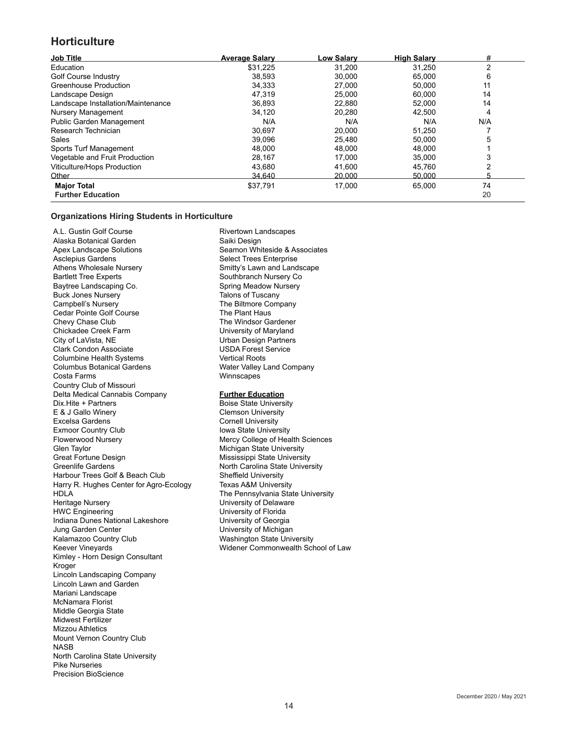# Horticulture

| Job Title | Average Salary | Low Salary | High Salary | # |
|---|---|---|---|---|
| Education | $31,225 | 31,200 | 31,250 | 2 |
| Golf Course Industry | 38,593 | 30,000 | 65,000 | 6 |
| Greenhouse Production | 34,333 | 27,000 | 50,000 | 11 |
| Landscape Design | 47,319 | 25,000 | 60,000 | 14 |
| Landscape Installation/Maintenance | 36,893 | 22,880 | 52,000 | 14 |
| Nursery Management | 34,120 | 20,280 | 42,500 | 4 |
| Public Garden Management | N/A | N/A | N/A | N/A |
| Research Technician | 30,697 | 20,000 | 51,250 | 7 |
| Sales | 39,096 | 25,480 | 50,000 | 5 |
| Sports Turf Management | 48,000 | 48,000 | 48,000 | 1 |
| Vegetable and Fruit Production | 28,167 | 17,000 | 35,000 | 3 |
| Viticulture/Hops Production | 43,680 | 41,600 | 45,760 | 2 |
| Other | 34,640 | 20,000 | 50,000 | 5 |
| **Major Total** | $37,791 | 17,000 | 65,000 | 74 |
| **Further Education** | | | | 20 |

### Organizations Hiring Students in Horticulture

A.L. Gustin Golf Course
Alaska Botanical Garden
Apex Landscape Solutions
Asclepius Gardens
Athens Wholesale Nursery
Bartlett Tree Experts
Baytree Landscaping Co.
Buck Jones Nursery
Campbell's Nursery
Cedar Pointe Golf Course
Chevy Chase Club
Chickadee Creek Farm
City of LaVista, NE
Clark Condon Associate
Columbine Health Systems
Columbus Botanical Gardens
Costa Farms
Country Club of Missouri
Delta Medical Cannabis Company
Dix.Hite + Partners
E & J Gallo Winery
Excelsa Gardens
Exmoor Country Club
Flowerwood Nursery
Glen Taylor
Great Fortune Design
Greenlife Gardens
Harbour Trees Golf & Beach Club
Harry R. Hughes Center for Agro-Ecology
HDLA
Heritage Nursery
HWC Engineering
Indiana Dunes National Lakeshore
Jung Garden Center
Kalamazoo Country Club
Keever Vineyards
Kimley - Horn Design Consultant
Kroger
Lincoln Landscaping Company
Lincoln Lawn and Garden
Mariani Landscape
McNamara Florist
Middle Georgia State
Midwest Fertilizer
Mizzou Athletics
Mount Vernon Country Club
NASB
North Carolina State University
Pike Nurseries
Precision BioScience
Rivertown Landscapes
Saiki Design
Seamon Whiteside & Associates
Select Trees Enterprise
Smitty's Lawn and Landscape
Southbranch Nursery Co
Spring Meadow Nursery
Talons of Tuscany
The Biltmore Company
The Plant Haus
The Windsor Gardener
University of Maryland
Urban Design Partners
USDA Forest Service
Vertical Roots
Water Valley Land Company
Winnscapes

**Further Education**

Boise State University
Clemson University
Cornell University
Iowa State University
Mercy College of Health Sciences
Michigan State University
Mississippi State University
North Carolina State University
Sheffield University
Texas A&M University
The Pennsylvania State University
University of Delaware
University of Florida
University of Georgia
University of Michigan
Washington State University
Widener Commonwealth School of Law

December 2020 / May 2021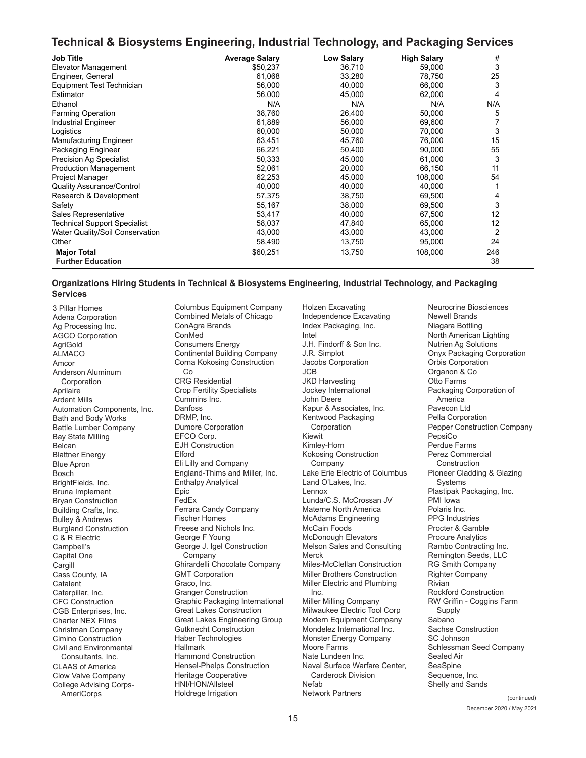## Technical & Biosystems Engineering, Industrial Technology, and Packaging Services

| Job Title | Average Salary | Low Salary | High Salary | # |
|---|---|---|---|---|
| Elevator Management | $50,237 | 36,710 | 59,000 | 3 |
| Engineer, General | 61,068 | 33,280 | 78,750 | 25 |
| Equipment Test Technician | 56,000 | 40,000 | 66,000 | 3 |
| Estimator | 56,000 | 45,000 | 62,000 | 4 |
| Ethanol | N/A | N/A | N/A | N/A |
| Farming Operation | 38,760 | 26,400 | 50,000 | 5 |
| Industrial Engineer | 61,889 | 56,000 | 69,600 | 7 |
| Logistics | 60,000 | 50,000 | 70,000 | 3 |
| Manufacturing Engineer | 63,451 | 45,760 | 76,000 | 15 |
| Packaging Engineer | 66,221 | 50,400 | 90,000 | 55 |
| Precision Ag Specialist | 50,333 | 45,000 | 61,000 | 3 |
| Production Management | 52,061 | 20,000 | 66,150 | 11 |
| Project Manager | 62,253 | 45,000 | 108,000 | 54 |
| Quality Assurance/Control | 40,000 | 40,000 | 40,000 | 1 |
| Research & Development | 57,375 | 38,750 | 69,500 | 4 |
| Safety | 55,167 | 38,000 | 69,500 | 3 |
| Sales Representative | 53,417 | 40,000 | 67,500 | 12 |
| Technical Support Specialist | 58,037 | 47,840 | 65,000 | 12 |
| Water Quality/Soil Conservation | 43,000 | 43,000 | 43,000 | 2 |
| Other | 58,490 | 13,750 | 95,000 | 24 |
| **Major Total** | $60,251 | 13,750 | 108,000 | 246 |
| **Further Education** | | | | 38 |

### Organizations Hiring Students in Technical & Biosystems Engineering, Industrial Technology, and Packaging Services

3 Pillar Homes
Adena Corporation
Ag Processing Inc.
AGCO Corporation
AgriGold
ALMACO
Amcor
Anderson Aluminum Corporation
Aprilaire
Ardent Mills
Automation Components, Inc.
Bath and Body Works
Battle Lumber Company
Bay State Milling
Belcan
Blattner Energy
Blue Apron
Bosch
BrightFields, Inc.
Bruna Implement
Bryan Construction
Building Crafts, Inc.
Bulley & Andrews
Burgland Construction
C & R Electric
Campbell's
Capital One
Cargill
Cass County, IA
Catalent
Caterpillar, Inc.
CFC Construction
CGB Enterprises, Inc.
Charter NEX Films
Christman Company
Cimino Construction
Civil and Environmental Consultants, Inc.
CLAAS of America
Clow Valve Company
College Advising Corps-AmeriCorps
Columbus Equipment Company
Combined Metals of Chicago
ConAgra Brands
ConMed
Consumers Energy
Continental Building Company
Corna Kokosing Construction Co
CRG Residential
Crop Fertility Specialists
Cummins Inc.
Danfoss
DRMP, Inc.
Dumore Corporation
EFCO Corp.
EJH Construction
Elford
Eli Lilly and Company
England-Thims and Miller, Inc.
Enthalpy Analytical
Epic
FedEx
Ferrara Candy Company
Fischer Homes
Freese and Nichols Inc.
George F Young
George J. Igel Construction Company
Ghirardelli Chocolate Company
GMT Corporation
Graco, Inc.
Granger Construction
Graphic Packaging International
Great Lakes Construction
Great Lakes Engineering Group
Gutknecht Construction
Haber Technologies
Hallmark
Hammond Construction
Hensel-Phelps Construction
Heritage Cooperative
HNI/HON/Allsteel
Holdrege Irrigation
Holzen Excavating
Independence Excavating
Index Packaging, Inc.
Intel
J.H. Findorff & Son Inc.
J.R. Simplot
Jacobs Corporation
JCB
JKD Harvesting
Jockey International
John Deere
Kapur & Associates, Inc.
Kentwood Packaging Corporation
Kiewit
Kimley-Horn
Kokosing Construction Company
Lake Erie Electric of Columbus
Land O'Lakes, Inc.
Lennox
Lunda/C.S. McCrossan JV
Materne North America
McAdams Engineering
McCain Foods
McDonough Elevators
Melson Sales and Consulting
Merck
Miles-McClellan Construction
Miller Brothers Construction
Miller Electric and Plumbing Inc.
Miller Milling Company
Milwaukee Electric Tool Corp
Modern Equipment Company
Mondelez International Inc.
Monster Energy Company
Moore Farms
Nate Lundeen Inc.
Naval Surface Warfare Center, Carderock Division
Nefab
Network Partners
Neurocrine Biosciences
Newell Brands
Niagara Bottling
North American Lighting
Nutrien Ag Solutions
Onyx Packaging Corporation
Orbis Corporation
Organon & Co
Otto Farms
Packaging Corporation of America
Pavecon Ltd
Pella Corporation
Pepper Construction Company
PepsiCo
Perdue Farms
Perez Commercial Construction
Pioneer Cladding & Glazing Systems
Plastipak Packaging, Inc.
PMI Iowa
Polaris Inc.
PPG Industries
Procter & Gamble
Procure Analytics
Rambo Contracting Inc.
Remington Seeds, LLC
RG Smith Company
Righter Company
Rivian
Rockford Construction
RW Griffin - Coggins Farm Supply
Sabano
Sachse Construction
SC Johnson
Schlessman Seed Company
Sealed Air
SeaSpine
Sequence, Inc.
Shelly and Sands

(continued)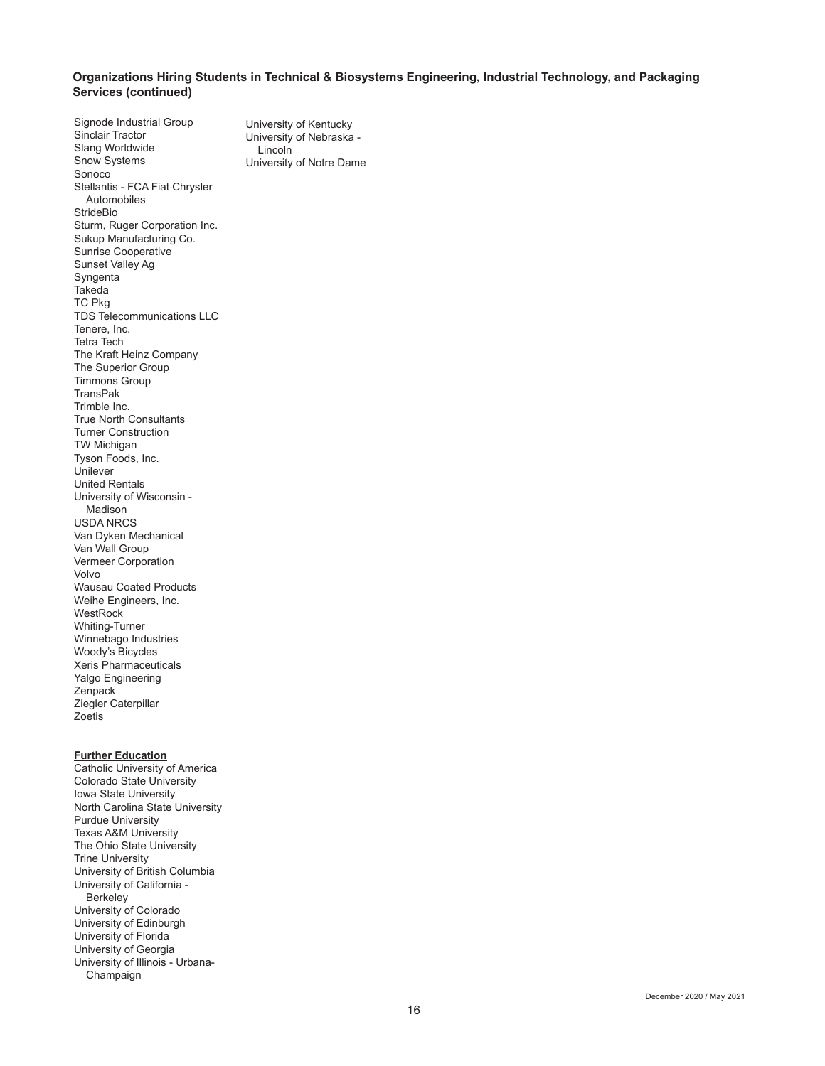**Organizations Hiring Students in Technical & Biosystems Engineering, Industrial Technology, and Packaging Services (continued)**

Signode Industrial Group
Sinclair Tractor
Slang Worldwide
Snow Systems
Sonoco
Stellantis - FCA Fiat Chrysler Automobiles
StrideBio
Sturm, Ruger Corporation Inc.
Sukup Manufacturing Co.
Sunrise Cooperative
Sunset Valley Ag
Syngenta
Takeda
TC Pkg
TDS Telecommunications LLC
Tenere, Inc.
Tetra Tech
The Kraft Heinz Company
The Superior Group
Timmons Group
TransPak
Trimble Inc.
True North Consultants
Turner Construction
TW Michigan
Tyson Foods, Inc.
Unilever
United Rentals
University of Wisconsin - Madison
USDA NRCS
Van Dyken Mechanical
Van Wall Group
Vermeer Corporation
Volvo
Wausau Coated Products
Weihe Engineers, Inc.
WestRock
Whiting-Turner
Winnebago Industries
Woody's Bicycles
Xeris Pharmaceuticals
Yalgo Engineering
Zenpack
Ziegler Caterpillar
Zoetis

**Further Education**

Catholic University of America
Colorado State University
Iowa State University
North Carolina State University
Purdue University
Texas A&M University
The Ohio State University
Trine University
University of British Columbia
University of California - Berkeley
University of Colorado
University of Edinburgh
University of Florida
University of Georgia
University of Illinois - Urbana-Champaign
University of Kentucky
University of Nebraska - Lincoln
University of Notre Dame

December 2020 / May 2021